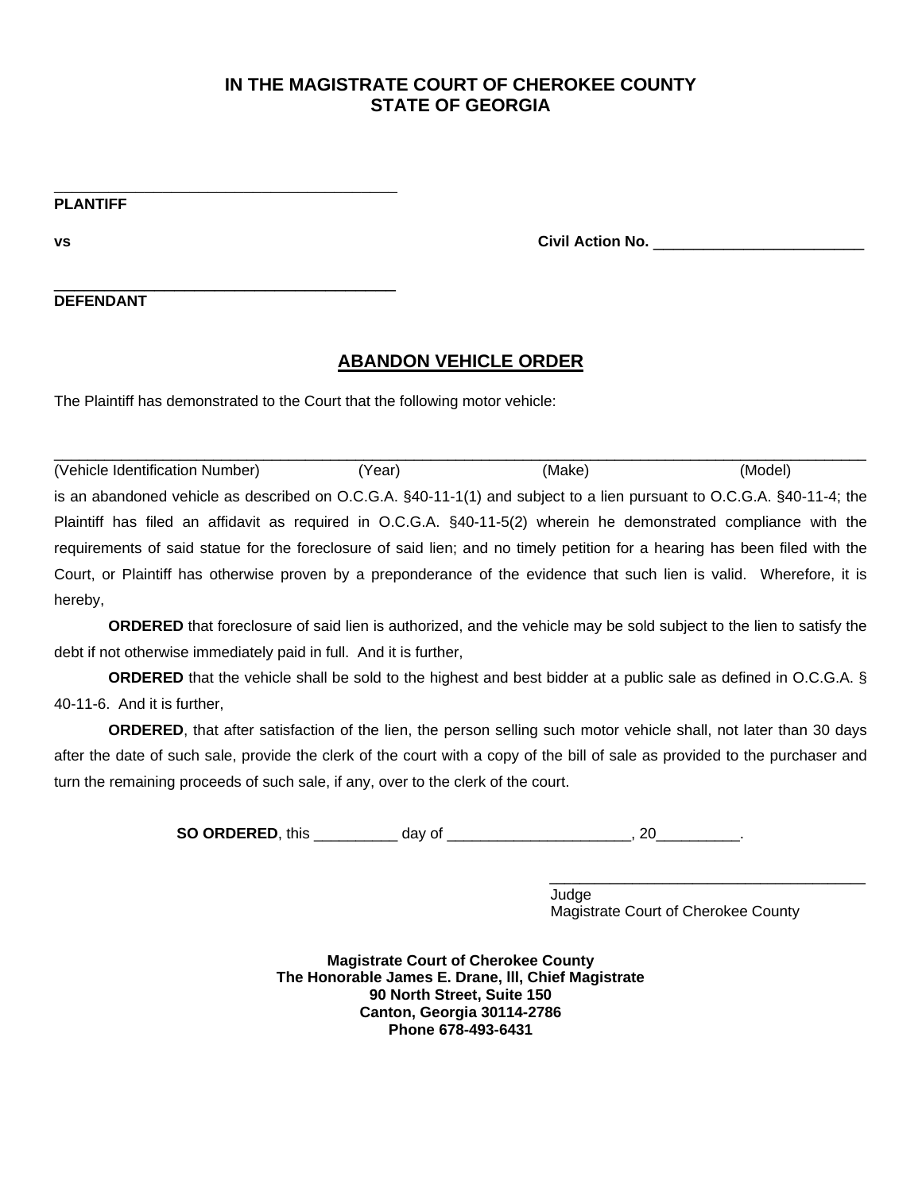**IN THE MAGISTRATE COURT OF CHEROKEE COUNTY**
**STATE OF GEORGIA**

________________________________________
**PLAINTIFF**

**vs** **Civil Action No.** _________________________

________________________________________
**DEFENDANT**

## ABANDON VEHICLE ORDER

The Plaintiff has demonstrated to the Court that the following motor vehicle:

____________________________________________________________________________________________
(Vehicle Identification Number) (Year) (Make) (Model)

is an abandoned vehicle as described on O.C.G.A. §40-11-1(1) and subject to a lien pursuant to O.C.G.A. §40-11-4; the Plaintiff has filed an affidavit as required in O.C.G.A. §40-11-5(2) wherein he demonstrated compliance with the requirements of said statue for the foreclosure of said lien; and no timely petition for a hearing has been filed with the Court, or Plaintiff has otherwise proven by a preponderance of the evidence that such lien is valid. Wherefore, it is hereby,

**ORDERED** that foreclosure of said lien is authorized, and the vehicle may be sold subject to the lien to satisfy the debt if not otherwise immediately paid in full. And it is further,

**ORDERED** that the vehicle shall be sold to the highest and best bidder at a public sale as defined in O.C.G.A. § 40-11-6. And it is further,

**ORDERED**, that after satisfaction of the lien, the person selling such motor vehicle shall, not later than 30 days after the date of such sale, provide the clerk of the court with a copy of the bill of sale as provided to the purchaser and turn the remaining proceeds of such sale, if any, over to the clerk of the court.

**SO ORDERED**, this __________ day of ______________________, 20__________.

______________________________________
Judge
Magistrate Court of Cherokee County

**Magistrate Court of Cherokee County**
**The Honorable James E. Drane, lll, Chief Magistrate**
**90 North Street, Suite 150**
**Canton, Georgia 30114-2786**
**Phone 678-493-6431**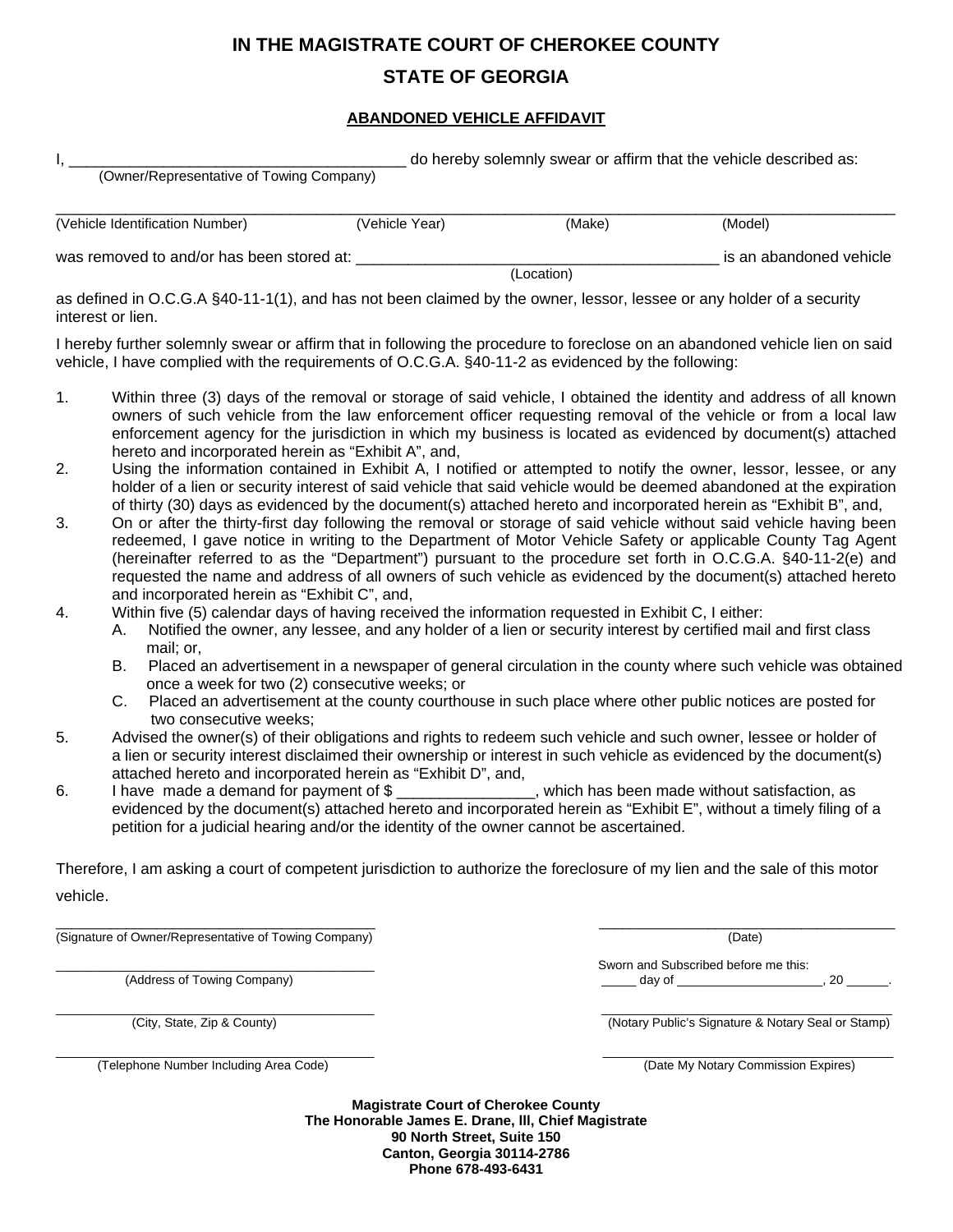# IN THE MAGISTRATE COURT OF CHEROKEE COUNTY

# STATE OF GEORGIA

## ABANDONED VEHICLE AFFIDAVIT

I, ________________________________________ do hereby solemnly swear or affirm that the vehicle described as:
(Owner/Representative of Towing Company)

_____________________________________________________________________________________________
(Vehicle Identification Number) (Vehicle Year) (Make) (Model)

was removed to and/or has been stored at: ____________________________________________ is an abandoned vehicle
(Location)

as defined in O.C.G.A §40-11-1(1), and has not been claimed by the owner, lessor, lessee or any holder of a security interest or lien.

I hereby further solemnly swear or affirm that in following the procedure to foreclose on an abandoned vehicle lien on said vehicle, I have complied with the requirements of O.C.G.A. §40-11-2 as evidenced by the following:

1. Within three (3) days of the removal or storage of said vehicle, I obtained the identity and address of all known owners of such vehicle from the law enforcement officer requesting removal of the vehicle or from a local law enforcement agency for the jurisdiction in which my business is located as evidenced by document(s) attached hereto and incorporated herein as "Exhibit A", and,
2. Using the information contained in Exhibit A, I notified or attempted to notify the owner, lessor, lessee, or any holder of a lien or security interest of said vehicle that said vehicle would be deemed abandoned at the expiration of thirty (30) days as evidenced by the document(s) attached hereto and incorporated herein as "Exhibit B", and,
3. On or after the thirty-first day following the removal or storage of said vehicle without said vehicle having been redeemed, I gave notice in writing to the Department of Motor Vehicle Safety or applicable County Tag Agent (hereinafter referred to as the "Department") pursuant to the procedure set forth in O.C.G.A. §40-11-2(e) and requested the name and address of all owners of such vehicle as evidenced by the document(s) attached hereto and incorporated herein as "Exhibit C", and,
4. Within five (5) calendar days of having received the information requested in Exhibit C, I either:
   A. Notified the owner, any lessee, and any holder of a lien or security interest by certified mail and first class mail; or,
   B. Placed an advertisement in a newspaper of general circulation in the county where such vehicle was obtained once a week for two (2) consecutive weeks; or
   C. Placed an advertisement at the county courthouse in such place where other public notices are posted for two consecutive weeks;
5. Advised the owner(s) of their obligations and rights to redeem such vehicle and such owner, lessee or holder of a lien or security interest disclaimed their ownership or interest in such vehicle as evidenced by the document(s) attached hereto and incorporated herein as "Exhibit D", and,
6. I have made a demand for payment of $ ________________, which has been made without satisfaction, as evidenced by the document(s) attached hereto and incorporated herein as "Exhibit E", without a timely filing of a petition for a judicial hearing and/or the identity of the owner cannot be ascertained.

Therefore, I am asking a court of competent jurisdiction to authorize the foreclosure of my lien and the sale of this motor vehicle.

__________________________________________
(Signature of Owner/Representative of Towing Company)

__________________________________________
(Date)

__________________________________________
(Address of Towing Company)

Sworn and Subscribed before me this:
_____ day of _____________________, 20 ______.

__________________________________________
(City, State, Zip & County)

__________________________________________
(Notary Public's Signature & Notary Seal or Stamp)

__________________________________________
(Telephone Number Including Area Code)

__________________________________________
(Date My Notary Commission Expires)

**Magistrate Court of Cherokee County**
**The Honorable James E. Drane, III, Chief Magistrate**
**90 North Street, Suite 150**
**Canton, Georgia 30114-2786**
**Phone 678-493-6431**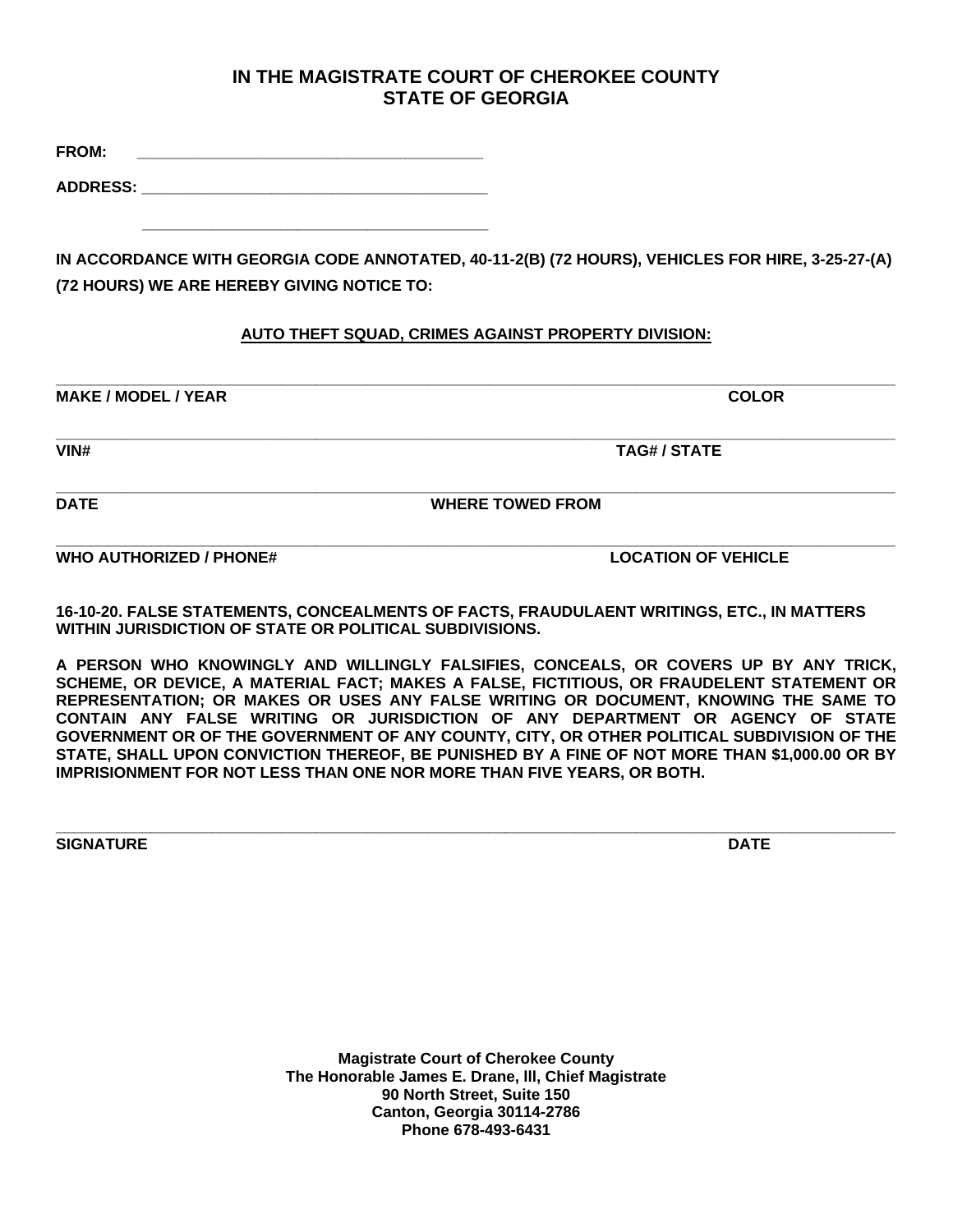## IN THE MAGISTRATE COURT OF CHEROKEE COUNTY
## STATE OF GEORGIA

**FROM:** ________________________________________

**ADDRESS:** ________________________________________

________________________________________

**IN ACCORDANCE WITH GEORGIA CODE ANNOTATED, 40-11-2(B) (72 HOURS), VEHICLES FOR HIRE, 3-25-27-(A) (72 HOURS) WE ARE HEREBY GIVING NOTICE TO:**

**AUTO THEFT SQUAD, CRIMES AGAINST PROPERTY DIVISION:**

________________________________________________________________________________

**MAKE / MODEL / YEAR** **COLOR**

________________________________________________________________________________

**VIN#** **TAG# / STATE**

________________________________________________________________________________

**DATE** **WHERE TOWED FROM**

________________________________________________________________________________

**WHO AUTHORIZED / PHONE#** **LOCATION OF VEHICLE**

**16-10-20. FALSE STATEMENTS, CONCEALMENTS OF FACTS, FRAUDULAENT WRITINGS, ETC., IN MATTERS WITHIN JURISDICTION OF STATE OR POLITICAL SUBDIVISIONS.**

**A PERSON WHO KNOWINGLY AND WILLINGLY FALSIFIES, CONCEALS, OR COVERS UP BY ANY TRICK, SCHEME, OR DEVICE, A MATERIAL FACT; MAKES A FALSE, FICTITIOUS, OR FRAUDELENT STATEMENT OR REPRESENTATION; OR MAKES OR USES ANY FALSE WRITING OR DOCUMENT, KNOWING THE SAME TO CONTAIN ANY FALSE WRITING OR JURISDICTION OF ANY DEPARTMENT OR AGENCY OF STATE GOVERNMENT OR OF THE GOVERNMENT OF ANY COUNTY, CITY, OR OTHER POLITICAL SUBDIVISION OF THE STATE, SHALL UPON CONVICTION THEREOF, BE PUNISHED BY A FINE OF NOT MORE THAN $1,000.00 OR BY IMPRISIONMENT FOR NOT LESS THAN ONE NOR MORE THAN FIVE YEARS, OR BOTH.**

________________________________________________________________________________

**SIGNATURE** **DATE**

**Magistrate Court of Cherokee County**
**The Honorable James E. Drane, lll, Chief Magistrate**
**90 North Street, Suite 150**
**Canton, Georgia 30114-2786**
**Phone 678-493-6431**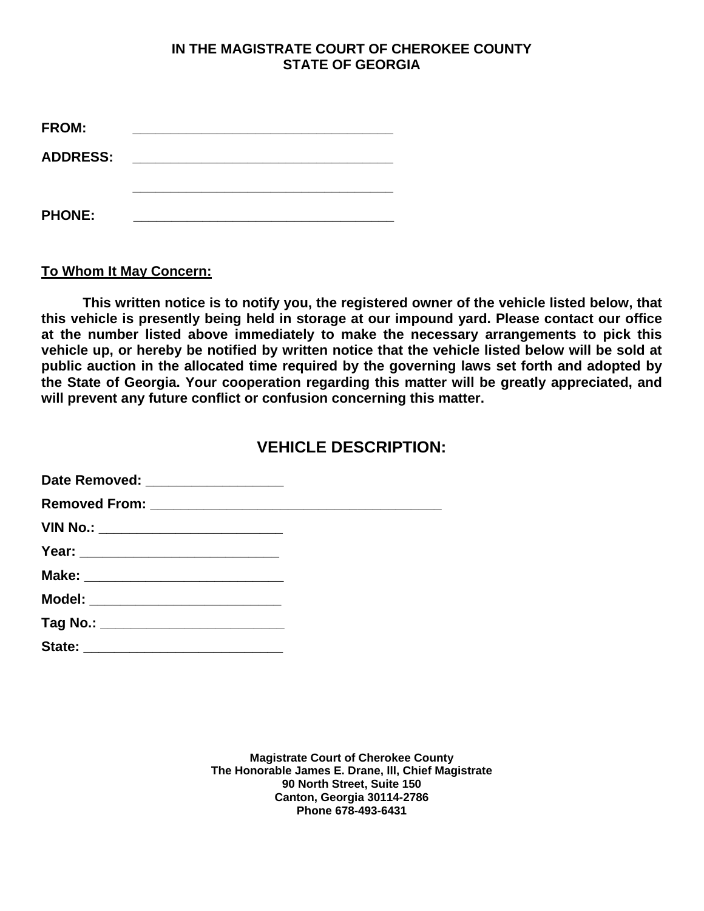**IN THE MAGISTRATE COURT OF CHEROKEE COUNTY**
**STATE OF GEORGIA**

**FROM:** ___________________________________

**ADDRESS:** ___________________________________

___________________________________

**PHONE:** ___________________________________

**To Whom It May Concern:**

**This written notice is to notify you, the registered owner of the vehicle listed below, that this vehicle is presently being held in storage at our impound yard. Please contact our office at the number listed above immediately to make the necessary arrangements to pick this vehicle up, or hereby be notified by written notice that the vehicle listed below will be sold at public auction in the allocated time required by the governing laws set forth and adopted by the State of Georgia. Your cooperation regarding this matter will be greatly appreciated, and will prevent any future conflict or confusion concerning this matter.**

## VEHICLE DESCRIPTION:

**Date Removed:** __________________

**Removed From:** _______________________________________

**VIN No.:** ________________________

**Year:** __________________________

**Make:** __________________________

**Model:** _________________________

**Tag No.:** ________________________

**State:** __________________________

**Magistrate Court of Cherokee County**
**The Honorable James E. Drane, III, Chief Magistrate**
**90 North Street, Suite 150**
**Canton, Georgia 30114-2786**
**Phone 678-493-6431**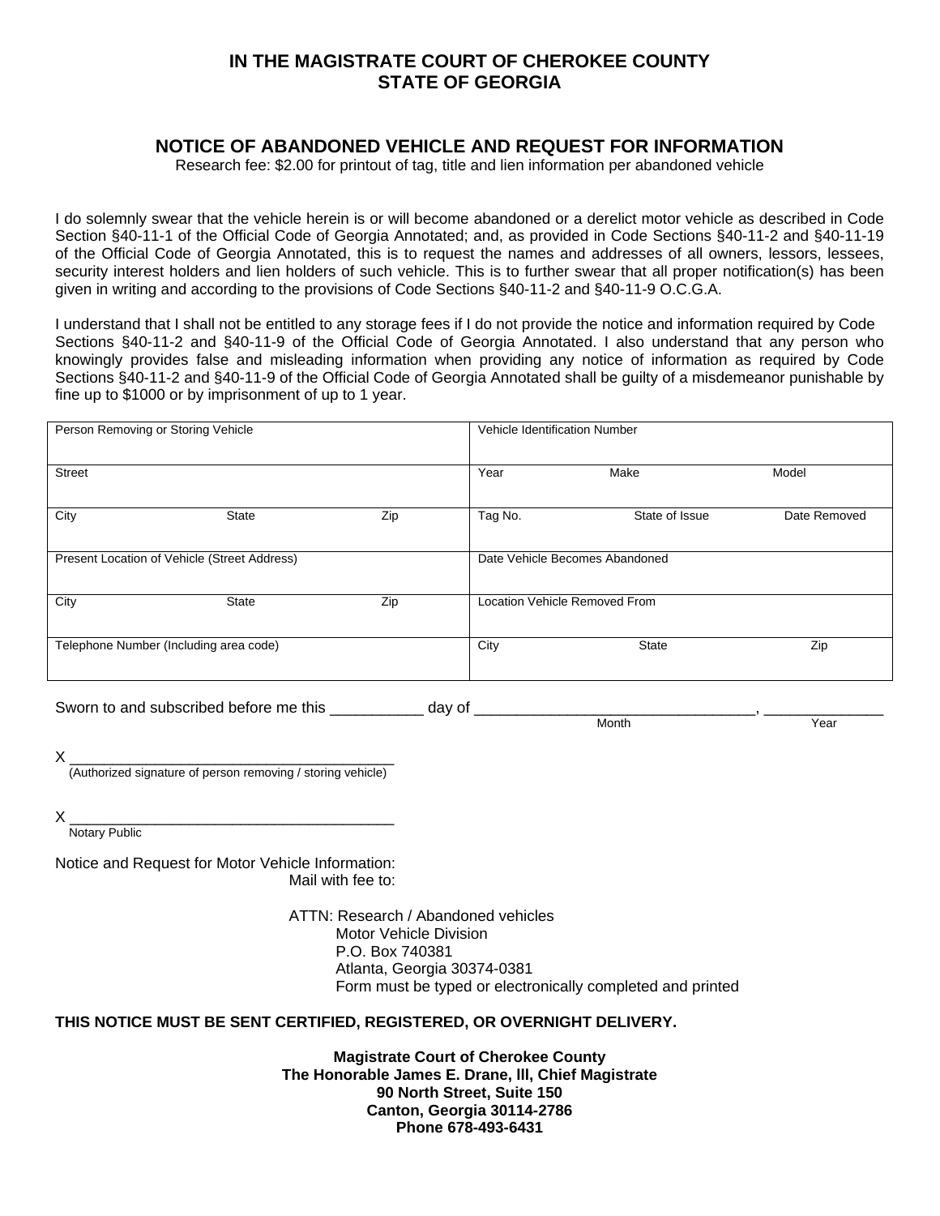# IN THE MAGISTRATE COURT OF CHEROKEE COUNTY
# STATE OF GEORGIA

## NOTICE OF ABANDONED VEHICLE AND REQUEST FOR INFORMATION

Research fee: $2.00 for printout of tag, title and lien information per abandoned vehicle

I do solemnly swear that the vehicle herein is or will become abandoned or a derelict motor vehicle as described in Code Section §40-11-1 of the Official Code of Georgia Annotated; and, as provided in Code Sections §40-11-2 and §40-11-19 of the Official Code of Georgia Annotated, this is to request the names and addresses of all owners, lessors, lessees, security interest holders and lien holders of such vehicle. This is to further swear that all proper notification(s) has been given in writing and according to the provisions of Code Sections §40-11-2 and §40-11-9 O.C.G.A.

I understand that I shall not be entitled to any storage fees if I do not provide the notice and information required by Code Sections §40-11-2 and §40-11-9 of the Official Code of Georgia Annotated. I also understand that any person who knowingly provides false and misleading information when providing any notice of information as required by Code Sections §40-11-2 and §40-11-9 of the Official Code of Georgia Annotated shall be guilty of a misdemeanor punishable by fine up to $1000 or by imprisonment of up to 1 year.

| Person Removing or Storing Vehicle | | | Vehicle Identification Number | | |
|---|---|---|---|---|---|
| Street | | | Year | Make | Model |
| City | State | Zip | Tag No. | State of Issue | Date Removed |
| Present Location of Vehicle (Street Address) | | | Date Vehicle Becomes Abandoned | | |
| City | State | Zip | Location Vehicle Removed From | | |
| Telephone Number (Including area code) | | | City | State | Zip |

Sworn to and subscribed before me this ___________ day of _________________________________, ______________
Month Year

X ________________________________________
(Authorized signature of person removing / storing vehicle)

X ________________________________________
Notary Public

Notice and Request for Motor Vehicle Information:
Mail with fee to:

ATTN: Research / Abandoned vehicles
Motor Vehicle Division
P.O. Box 740381
Atlanta, Georgia 30374-0381
Form must be typed or electronically completed and printed

**THIS NOTICE MUST BE SENT CERTIFIED, REGISTERED, OR OVERNIGHT DELIVERY.**

**Magistrate Court of Cherokee County**
**The Honorable James E. Drane, III, Chief Magistrate**
**90 North Street, Suite 150**
**Canton, Georgia 30114-2786**
**Phone 678-493-6431**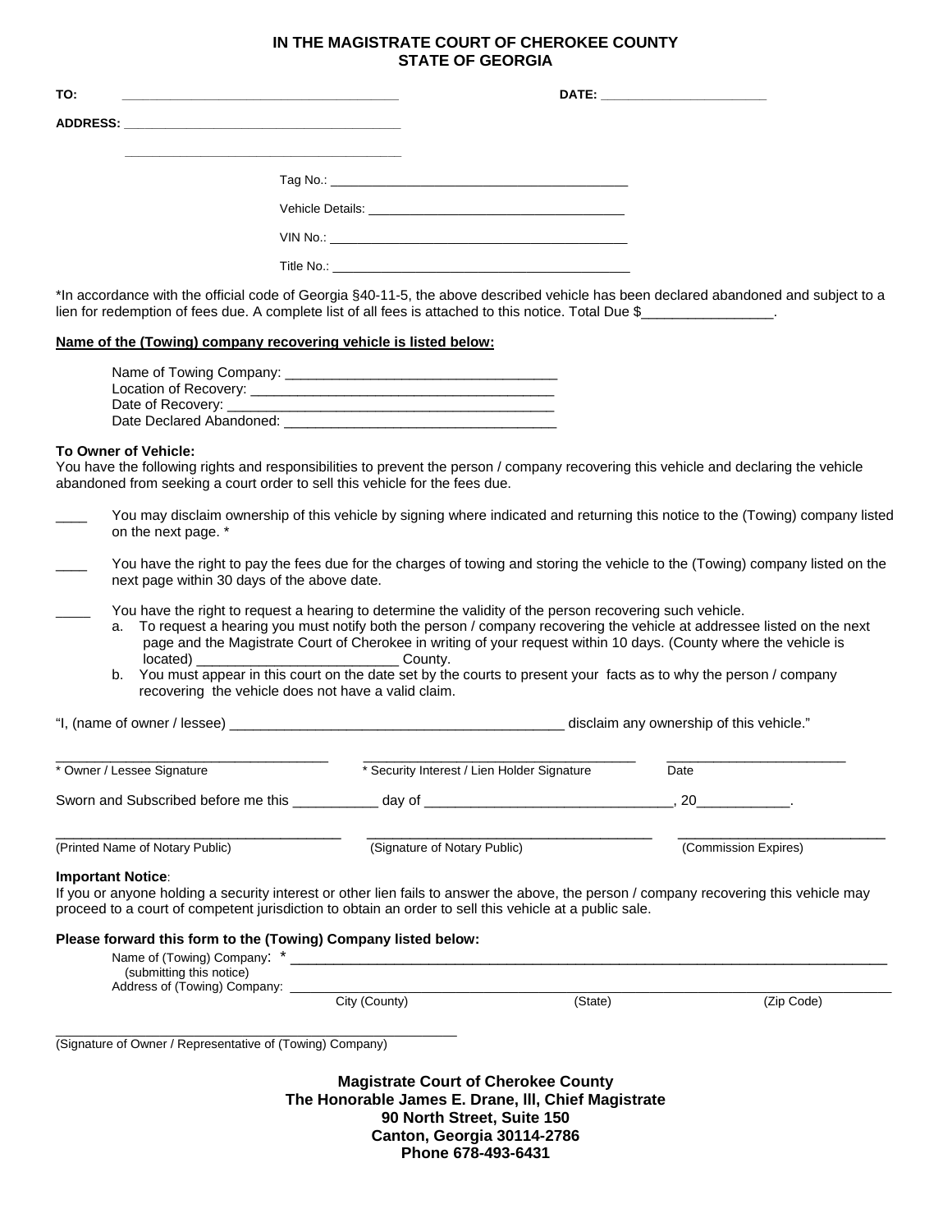**IN THE MAGISTRATE COURT OF CHEROKEE COUNTY**
**STATE OF GEORGIA**

**TO:** ______________________________ **DATE:** ____________________

**ADDRESS:** ______________________________

______________________________

Tag No.: ______________________________

Vehicle Details: ______________________________

VIN No.: ______________________________

Title No.: ______________________________

*In accordance with the official code of Georgia §40-11-5, the above described vehicle has been declared abandoned and subject to a lien for redemption of fees due. A complete list of all fees is attached to this notice. Total Due $_________________.

**Name of the (Towing) company recovering vehicle is listed below:**

Name of Towing Company: ______________________________
Location of Recovery: ______________________________
Date of Recovery: ______________________________
Date Declared Abandoned: ______________________________

**To Owner of Vehicle:**
You have the following rights and responsibilities to prevent the person / company recovering this vehicle and declaring the vehicle abandoned from seeking a court order to sell this vehicle for the fees due.

____ You may disclaim ownership of this vehicle by signing where indicated and returning this notice to the (Towing) company listed on the next page. *

____ You have the right to pay the fees due for the charges of towing and storing the vehicle to the (Towing) company listed on the next page within 30 days of the above date.

____ You have the right to request a hearing to determine the validity of the person recovering such vehicle.

a. To request a hearing you must notify both the person / company recovering the vehicle at addressee listed on the next page and the Magistrate Court of Cherokee in writing of your request within 10 days. (County where the vehicle is located) _________________________ County.

b. You must appear in this court on the date set by the courts to present your facts as to why the person / company recovering the vehicle does not have a valid claim.

"I, (name of owner / lessee) ____________________________________________ disclaim any ownership of this vehicle."

______________________________ ______________________________ ____________________
* Owner / Lessee Signature * Security Interest / Lien Holder Signature Date

Sworn and Subscribed before me this ___________ day of ______________________________, 20____________.

______________________________ ______________________________ ____________________
(Printed Name of Notary Public) (Signature of Notary Public) (Commission Expires)

**Important Notice**:
If you or anyone holding a security interest or other lien fails to answer the above, the person / company recovering this vehicle may proceed to a court of competent jurisdiction to obtain an order to sell this vehicle at a public sale.

**Please forward this form to the (Towing) Company listed below:**

Name of (Towing) Company: * ______________________________________________________________
(submitting this notice)
Address of (Towing) Company: ______________________________________________________________
City (County) (State) (Zip Code)

______________________________
(Signature of Owner / Representative of (Towing) Company)

**Magistrate Court of Cherokee County**
**The Honorable James E. Drane, lll, Chief Magistrate**
**90 North Street, Suite 150**
**Canton, Georgia 30114-2786**
**Phone 678-493-6431**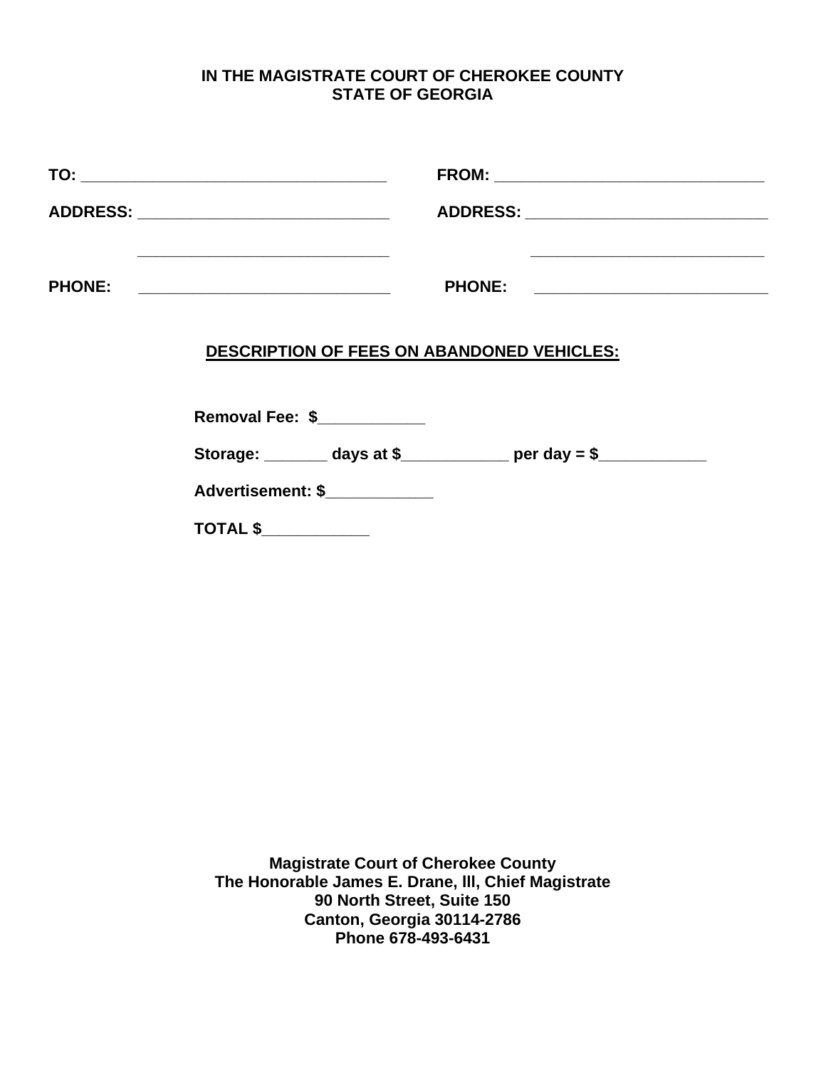**IN THE MAGISTRATE COURT OF CHEROKEE COUNTY**
**STATE OF GEORGIA**

| | |
|---|---|
| **TO:** ___________________________________ | **FROM:** _______________________________ |
| **ADDRESS:** _____________________________ | **ADDRESS:** ____________________________ |
| _____________________________ | ___________________________ |
| **PHONE:** _____________________________ | **PHONE:** ___________________________ |

**<u>DESCRIPTION OF FEES ON ABANDONED VEHICLES:</u>**

**Removal Fee: $____________**

**Storage: _______ days at $____________ per day = $____________**

**Advertisement: $____________**

**TOTAL $____________**

**Magistrate Court of Cherokee County**
**The Honorable James E. Drane, III, Chief Magistrate**
**90 North Street, Suite 150**
**Canton, Georgia 30114-2786**
**Phone 678-493-6431**